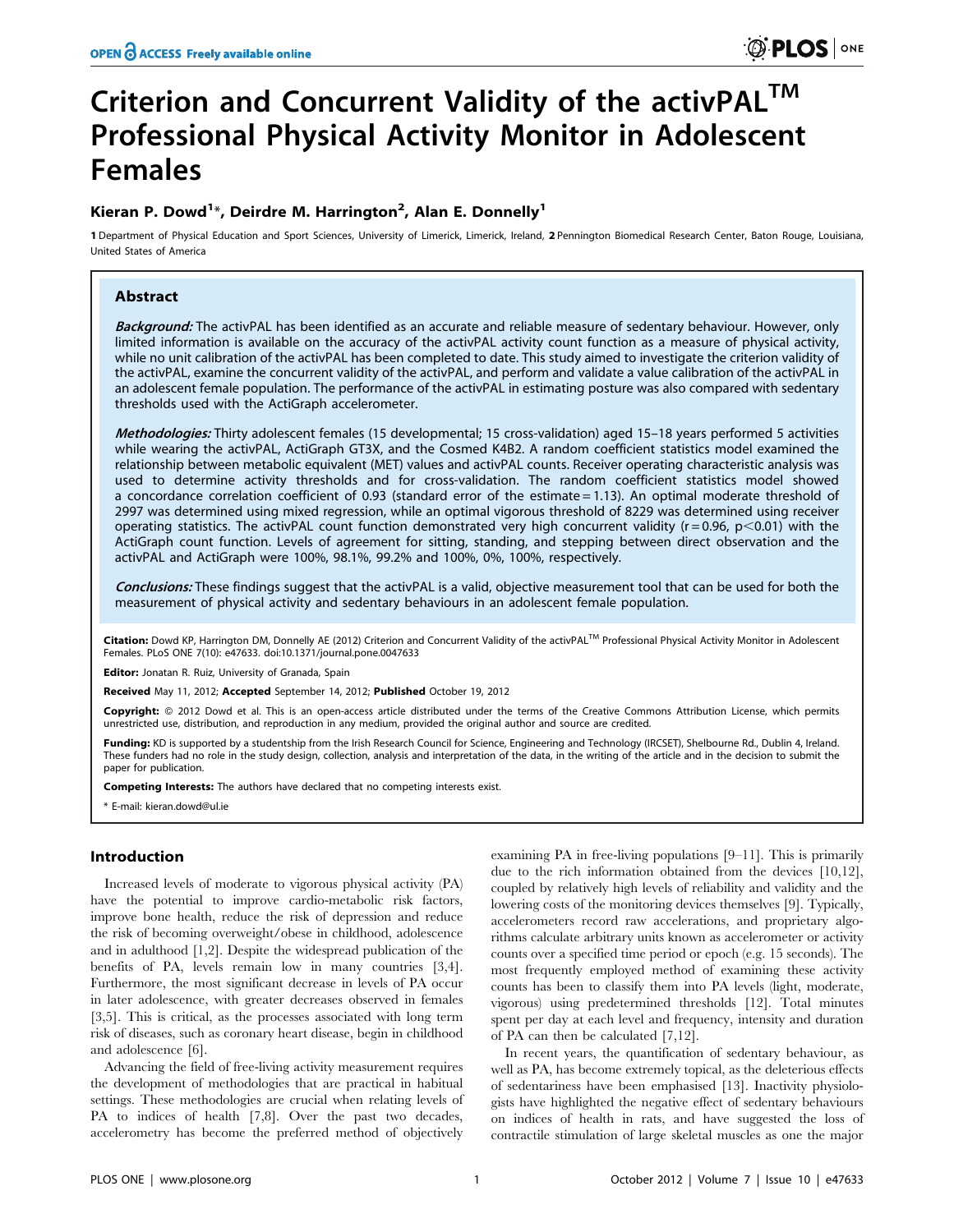# Criterion and Concurrent Validity of the activPAL™ Professional Physical Activity Monitor in Adolescent Females

**Kieran P. Dowd[1]*, Deirdre M. Harrington[2], Alan E. Donnelly[1]**

[1] Department of Physical Education and Sport Sciences, University of Limerick, Limerick, Ireland, [2] Pennington Biomedical Research Center, Baton Rouge, Louisiana, United States of America

## Abstract

***Background:*** The activPAL has been identified as an accurate and reliable measure of sedentary behaviour. However, only limited information is available on the accuracy of the activPAL activity count function as a measure of physical activity, while no unit calibration of the activPAL has been completed to date. This study aimed to investigate the criterion validity of the activPAL, examine the concurrent validity of the activPAL, and perform and validate a value calibration of the activPAL in an adolescent female population. The performance of the activPAL in estimating posture was also compared with sedentary thresholds used with the ActiGraph accelerometer.

***Methodologies:*** Thirty adolescent females (15 developmental; 15 cross-validation) aged 15–18 years performed 5 activities while wearing the activPAL, ActiGraph GT3X, and the Cosmed K4B2. A random coefficient statistics model examined the relationship between metabolic equivalent (MET) values and activPAL counts. Receiver operating characteristic analysis was used to determine activity thresholds and for cross-validation. The random coefficient statistics model showed a concordance correlation coefficient of 0.93 (standard error of the estimate = 1.13). An optimal moderate threshold of 2997 was determined using mixed regression, while an optimal vigorous threshold of 8229 was determined using receiver operating statistics. The activPAL count function demonstrated very high concurrent validity ($r = 0.96$, $p < 0.01$) with the ActiGraph count function. Levels of agreement for sitting, standing, and stepping between direct observation and the activPAL and ActiGraph were 100%, 98.1%, 99.2% and 100%, 0%, 100%, respectively.

***Conclusions:*** These findings suggest that the activPAL is a valid, objective measurement tool that can be used for both the measurement of physical activity and sedentary behaviours in an adolescent female population.

**Citation:** Dowd KP, Harrington DM, Donnelly AE (2012) Criterion and Concurrent Validity of the activPAL™ Professional Physical Activity Monitor in Adolescent Females. PLoS ONE 7(10): e47633. doi:10.1371/journal.pone.0047633

**Editor:** Jonatan R. Ruiz, University of Granada, Spain

**Received** May 11, 2012; **Accepted** September 14, 2012; **Published** October 19, 2012

**Copyright:** © 2012 Dowd et al. This is an open-access article distributed under the terms of the Creative Commons Attribution License, which permits unrestricted use, distribution, and reproduction in any medium, provided the original author and source are credited.

**Funding:** KD is supported by a studentship from the Irish Research Council for Science, Engineering and Technology (IRCSET), Shelbourne Rd., Dublin 4, Ireland. These funders had no role in the study design, collection, analysis and interpretation of the data, in the writing of the article and in the decision to submit the paper for publication.

**Competing Interests:** The authors have declared that no competing interests exist.

\* E-mail: kieran.dowd@ul.ie

## Introduction

Increased levels of moderate to vigorous physical activity (PA) have the potential to improve cardio-metabolic risk factors, improve bone health, reduce the risk of depression and reduce the risk of becoming overweight/obese in childhood, adolescence and in adulthood [1,2]. Despite the widespread publication of the benefits of PA, levels remain low in many countries [3,4]. Furthermore, the most significant decrease in levels of PA occur in later adolescence, with greater decreases observed in females [3,5]. This is critical, as the processes associated with long term risk of diseases, such as coronary heart disease, begin in childhood and adolescence [6].

Advancing the field of free-living activity measurement requires the development of methodologies that are practical in habitual settings. These methodologies are crucial when relating levels of PA to indices of health [7,8]. Over the past two decades, accelerometry has become the preferred method of objectively examining PA in free-living populations [9–11]. This is primarily due to the rich information obtained from the devices [10,12], coupled by relatively high levels of reliability and validity and the lowering costs of the monitoring devices themselves [9]. Typically, accelerometers record raw accelerations, and proprietary algorithms calculate arbitrary units known as accelerometer or activity counts over a specified time period or epoch (e.g. 15 seconds). The most frequently employed method of examining these activity counts has been to classify them into PA levels (light, moderate, vigorous) using predetermined thresholds [12]. Total minutes spent per day at each level and frequency, intensity and duration of PA can then be calculated [7,12].

In recent years, the quantification of sedentary behaviour, as well as PA, has become extremely topical, as the deleterious effects of sedentariness have been emphasised [13]. Inactivity physiologists have highlighted the negative effect of sedentary behaviours on indices of health in rats, and have suggested the loss of contractile stimulation of large skeletal muscles as one the major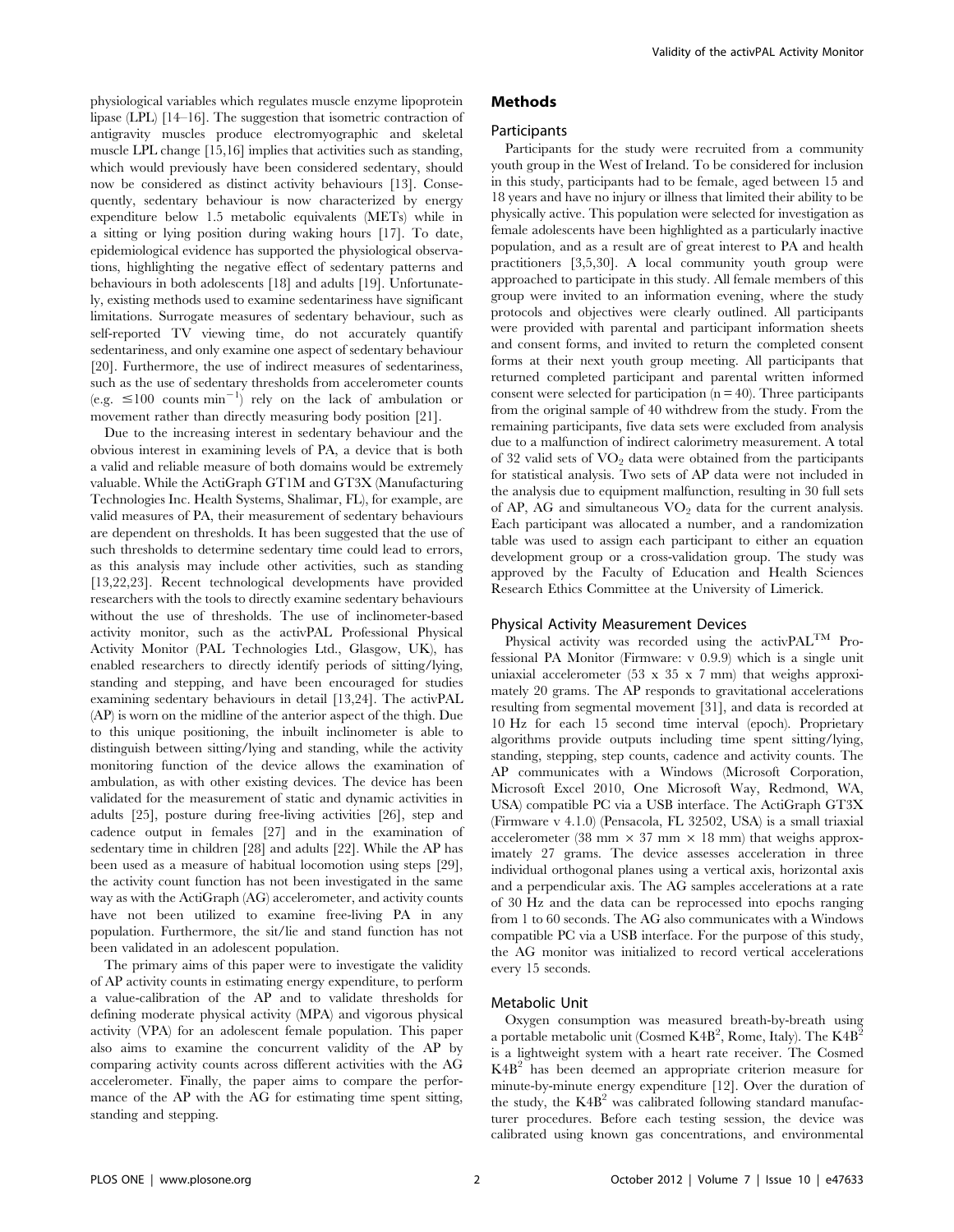physiological variables which regulates muscle enzyme lipoprotein lipase (LPL) [14–16]. The suggestion that isometric contraction of antigravity muscles produce electromyographic and skeletal muscle LPL change [15,16] implies that activities such as standing, which would previously have been considered sedentary, should now be considered as distinct activity behaviours [13]. Consequently, sedentary behaviour is now characterized by energy expenditure below 1.5 metabolic equivalents (METs) while in a sitting or lying position during waking hours [17]. To date, epidemiological evidence has supported the physiological observations, highlighting the negative effect of sedentary patterns and behaviours in both adolescents [18] and adults [19]. Unfortunately, existing methods used to examine sedentariness have significant limitations. Surrogate measures of sedentary behaviour, such as self-reported TV viewing time, do not accurately quantify sedentariness, and only examine one aspect of sedentary behaviour [20]. Furthermore, the use of indirect measures of sedentariness, such as the use of sedentary thresholds from accelerometer counts (e.g. $\leq$100 counts $min^{-1}$) rely on the lack of ambulation or movement rather than directly measuring body position [21].

Due to the increasing interest in sedentary behaviour and the obvious interest in examining levels of PA, a device that is both a valid and reliable measure of both domains would be extremely valuable. While the ActiGraph GT1M and GT3X (Manufacturing Technologies Inc. Health Systems, Shalimar, FL), for example, are valid measures of PA, their measurement of sedentary behaviours are dependent on thresholds. It has been suggested that the use of such thresholds to determine sedentary time could lead to errors, as this analysis may include other activities, such as standing [13,22,23]. Recent technological developments have provided researchers with the tools to directly examine sedentary behaviours without the use of thresholds. The use of inclinometer-based activity monitor, such as the activPAL Professional Physical Activity Monitor (PAL Technologies Ltd., Glasgow, UK), has enabled researchers to directly identify periods of sitting/lying, standing and stepping, and have been encouraged for studies examining sedentary behaviours in detail [13,24]. The activPAL (AP) is worn on the midline of the anterior aspect of the thigh. Due to this unique positioning, the inbuilt inclinometer is able to distinguish between sitting/lying and standing, while the activity monitoring function of the device allows the examination of ambulation, as with other existing devices. The device has been validated for the measurement of static and dynamic activities in adults [25], posture during free-living activities [26], step and cadence output in females [27] and in the examination of sedentary time in children [28] and adults [22]. While the AP has been used as a measure of habitual locomotion using steps [29], the activity count function has not been investigated in the same way as with the ActiGraph (AG) accelerometer, and activity counts have not been utilized to examine free-living PA in any population. Furthermore, the sit/lie and stand function has not been validated in an adolescent population.

The primary aims of this paper were to investigate the validity of AP activity counts in estimating energy expenditure, to perform a value-calibration of the AP and to validate thresholds for defining moderate physical activity (MPA) and vigorous physical activity (VPA) for an adolescent female population. This paper also aims to examine the concurrent validity of the AP by comparing activity counts across different activities with the AG accelerometer. Finally, the paper aims to compare the performance of the AP with the AG for estimating time spent sitting, standing and stepping.

## Methods

### Participants

Participants for the study were recruited from a community youth group in the West of Ireland. To be considered for inclusion in this study, participants had to be female, aged between 15 and 18 years and have no injury or illness that limited their ability to be physically active. This population were selected for investigation as female adolescents have been highlighted as a particularly inactive population, and as a result are of great interest to PA and health practitioners [3,5,30]. A local community youth group were approached to participate in this study. All female members of this group were invited to an information evening, where the study protocols and objectives were clearly outlined. All participants were provided with parental and participant information sheets and consent forms, and invited to return the completed consent forms at their next youth group meeting. All participants that returned completed participant and parental written informed consent were selected for participation (n = 40). Three participants from the original sample of 40 withdrew from the study. From the remaining participants, five data sets were excluded from analysis due to a malfunction of indirect calorimetry measurement. A total of 32 valid sets of $VO_2$ data were obtained from the participants for statistical analysis. Two sets of AP data were not included in the analysis due to equipment malfunction, resulting in 30 full sets of AP, AG and simultaneous $VO_2$ data for the current analysis. Each participant was allocated a number, and a randomization table was used to assign each participant to either an equation development group or a cross-validation group. The study was approved by the Faculty of Education and Health Sciences Research Ethics Committee at the University of Limerick.

### Physical Activity Measurement Devices

Physical activity was recorded using the activPAL$^{TM}$ Professional PA Monitor (Firmware: v 0.9.9) which is a single unit uniaxial accelerometer (53 x 35 x 7 mm) that weighs approximately 20 grams. The AP responds to gravitational accelerations resulting from segmental movement [31], and data is recorded at 10 Hz for each 15 second time interval (epoch). Proprietary algorithms provide outputs including time spent sitting/lying, standing, stepping, step counts, cadence and activity counts. The AP communicates with a Windows (Microsoft Corporation, Microsoft Excel 2010, One Microsoft Way, Redmond, WA, USA) compatible PC via a USB interface. The ActiGraph GT3X (Firmware v 4.1.0) (Pensacola, FL 32502, USA) is a small triaxial accelerometer (38 mm × 37 mm × 18 mm) that weighs approximately 27 grams. The device assesses acceleration in three individual orthogonal planes using a vertical axis, horizontal axis and a perpendicular axis. The AG samples accelerations at a rate of 30 Hz and the data can be reprocessed into epochs ranging from 1 to 60 seconds. The AG also communicates with a Windows compatible PC via a USB interface. For the purpose of this study, the AG monitor was initialized to record vertical accelerations every 15 seconds.

### Metabolic Unit

Oxygen consumption was measured breath-by-breath using a portable metabolic unit (Cosmed $K4B^2$, Rome, Italy). The $K4B^2$ is a lightweight system with a heart rate receiver. The Cosmed $K4B^2$ has been deemed an appropriate criterion measure for minute-by-minute energy expenditure [12]. Over the duration of the study, the $K4B^2$ was calibrated following standard manufacturer procedures. Before each testing session, the device was calibrated using known gas concentrations, and environmental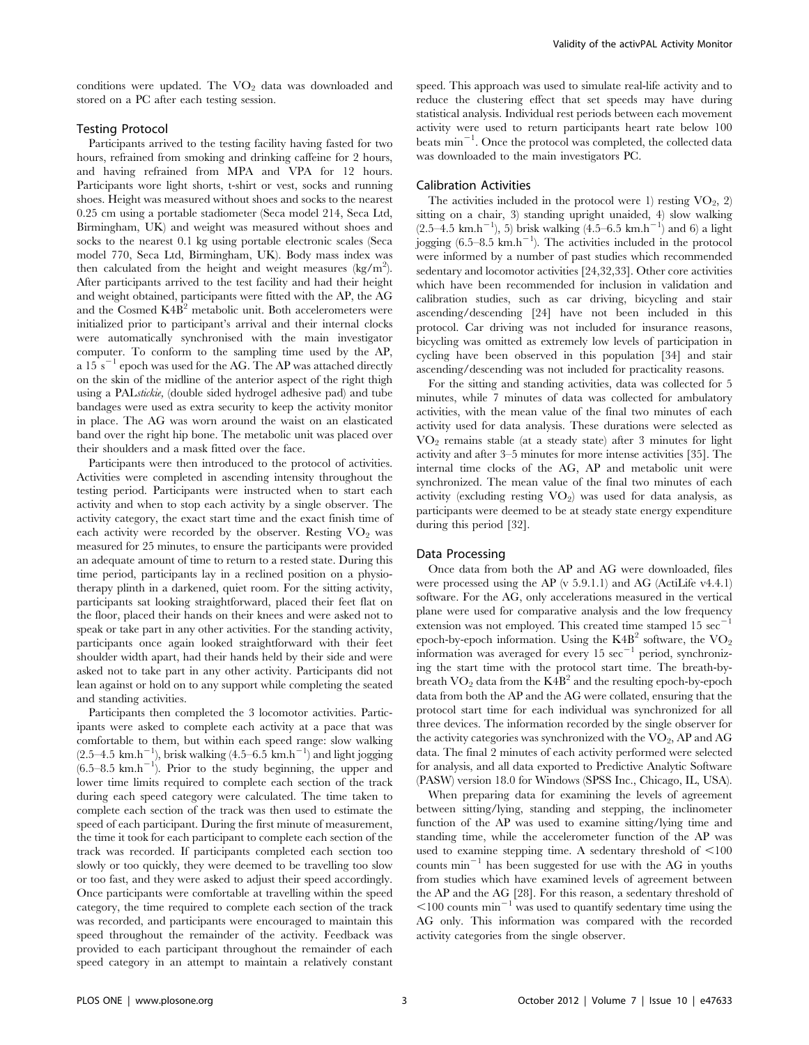conditions were updated. The $VO_2$ data was downloaded and stored on a PC after each testing session.

### Testing Protocol

Participants arrived to the testing facility having fasted for two hours, refrained from smoking and drinking caffeine for 2 hours, and having refrained from MPA and VPA for 12 hours. Participants wore light shorts, t-shirt or vest, socks and running shoes. Height was measured without shoes and socks to the nearest 0.25 cm using a portable stadiometer (Seca model 214, Seca Ltd, Birmingham, UK) and weight was measured without shoes and socks to the nearest 0.1 kg using portable electronic scales (Seca model 770, Seca Ltd, Birmingham, UK). Body mass index was then calculated from the height and weight measures ($kg/m^2$). After participants arrived to the test facility and had their height and weight obtained, participants were fitted with the AP, the AG and the Cosmed $K4B^2$ metabolic unit. Both accelerometers were initialized prior to participant's arrival and their internal clocks were automatically synchronised with the main investigator computer. To conform to the sampling time used by the AP, a 15 $s^{-1}$ epoch was used for the AG. The AP was attached directly on the skin of the midline of the anterior aspect of the right thigh using a PAL*stickie*, (double sided hydrogel adhesive pad) and tube bandages were used as extra security to keep the activity monitor in place. The AG was worn around the waist on an elasticated band over the right hip bone. The metabolic unit was placed over their shoulders and a mask fitted over the face.

Participants were then introduced to the protocol of activities. Activities were completed in ascending intensity throughout the testing period. Participants were instructed when to start each activity and when to stop each activity by a single observer. The activity category, the exact start time and the exact finish time of each activity were recorded by the observer. Resting $VO_2$ was measured for 25 minutes, to ensure the participants were provided an adequate amount of time to return to a rested state. During this time period, participants lay in a reclined position on a physiotherapy plinth in a darkened, quiet room. For the sitting activity, participants sat looking straightforward, placed their feet flat on the floor, placed their hands on their knees and were asked not to speak or take part in any other activities. For the standing activity, participants once again looked straightforward with their feet shoulder width apart, had their hands held by their side and were asked not to take part in any other activity. Participants did not lean against or hold on to any support while completing the seated and standing activities.

Participants then completed the 3 locomotor activities. Participants were asked to complete each activity at a pace that was comfortable to them, but within each speed range: slow walking (2.5–4.5 $km.h^{-1}$), brisk walking (4.5–6.5 $km.h^{-1}$) and light jogging (6.5–8.5 $km.h^{-1}$). Prior to the study beginning, the upper and lower time limits required to complete each section of the track during each speed category were calculated. The time taken to complete each section of the track was then used to estimate the speed of each participant. During the first minute of measurement, the time it took for each participant to complete each section of the track was recorded. If participants completed each section too slowly or too quickly, they were deemed to be travelling too slow or too fast, and they were asked to adjust their speed accordingly. Once participants were comfortable at travelling within the speed category, the time required to complete each section of the track was recorded, and participants were encouraged to maintain this speed throughout the remainder of the activity. Feedback was provided to each participant throughout the remainder of each speed category in an attempt to maintain a relatively constant speed. This approach was used to simulate real-life activity and to reduce the clustering effect that set speeds may have during statistical analysis. Individual rest periods between each movement activity were used to return participants heart rate below 100 beats $min^{-1}$. Once the protocol was completed, the collected data was downloaded to the main investigators PC.

### Calibration Activities

The activities included in the protocol were 1) resting $VO_2$, 2) sitting on a chair, 3) standing upright unaided, 4) slow walking (2.5–4.5 $km.h^{-1}$), 5) brisk walking (4.5–6.5 $km.h^{-1}$) and 6) a light jogging (6.5–8.5 $km.h^{-1}$). The activities included in the protocol were informed by a number of past studies which recommended sedentary and locomotor activities [24,32,33]. Other core activities which have been recommended for inclusion in validation and calibration studies, such as car driving, bicycling and stair ascending/descending [24] have not been included in this protocol. Car driving was not included for insurance reasons, bicycling was omitted as extremely low levels of participation in cycling have been observed in this population [34] and stair ascending/descending was not included for practicality reasons.

For the sitting and standing activities, data was collected for 5 minutes, while 7 minutes of data was collected for ambulatory activities, with the mean value of the final two minutes of each activity used for data analysis. These durations were selected as $VO_2$ remains stable (at a steady state) after 3 minutes for light activity and after 3–5 minutes for more intense activities [35]. The internal time clocks of the AG, AP and metabolic unit were synchronized. The mean value of the final two minutes of each activity (excluding resting $VO_2$) was used for data analysis, as participants were deemed to be at steady state energy expenditure during this period [32].

### Data Processing

Once data from both the AP and AG were downloaded, files were processed using the AP (v 5.9.1.1) and AG (ActiLife v4.4.1) software. For the AG, only accelerations measured in the vertical plane were used for comparative analysis and the low frequency extension was not employed. This created time stamped 15 $sec^{-1}$ epoch-by-epoch information. Using the $K4B^2$ software, the $VO_2$ information was averaged for every 15 $sec^{-1}$ period, synchronizing the start time with the protocol start time. The breath-by-breath $VO_2$ data from the $K4B^2$ and the resulting epoch-by-epoch data from both the AP and the AG were collated, ensuring that the protocol start time for each individual was synchronized for all three devices. The information recorded by the single observer for the activity categories was synchronized with the $VO_2$, AP and AG data. The final 2 minutes of each activity performed were selected for analysis, and all data exported to Predictive Analytic Software (PASW) version 18.0 for Windows (SPSS Inc., Chicago, IL, USA).

When preparing data for examining the levels of agreement between sitting/lying, standing and stepping, the inclinometer function of the AP was used to examine sitting/lying time and standing time, while the accelerometer function of the AP was used to examine stepping time. A sedentary threshold of $<$100 counts $min^{-1}$ has been suggested for use with the AG in youths from studies which have examined levels of agreement between the AP and the AG [28]. For this reason, a sedentary threshold of $<$100 counts $min^{-1}$ was used to quantify sedentary time using the AG only. This information was compared with the recorded activity categories from the single observer.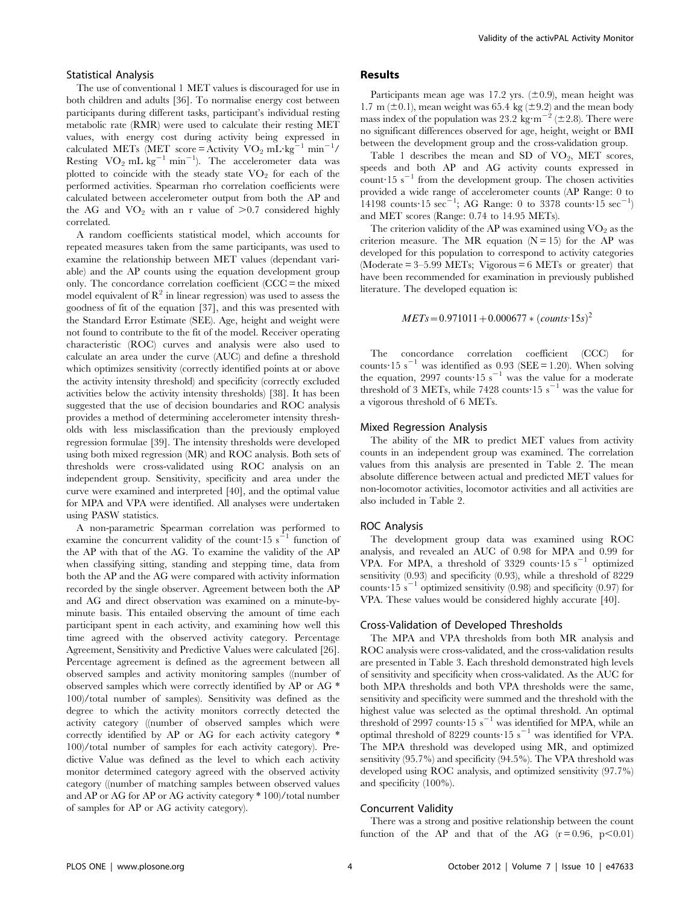## Statistical Analysis

The use of conventional 1 MET values is discouraged for use in both children and adults [36]. To normalise energy cost between participants during different tasks, participant's individual resting metabolic rate (RMR) were used to calculate their resting MET values, with energy cost during activity being expressed in calculated METs (MET score = Activity $VO_2$ mL·kg$^{-1}$ min$^{-1}$/ Resting $VO_2$ mL kg$^{-1}$ min$^{-1}$). The accelerometer data was plotted to coincide with the steady state $VO_2$ for each of the performed activities. Spearman rho correlation coefficients were calculated between accelerometer output from both the AP and the AG and $VO_2$ with an r value of >0.7 considered highly correlated.

A random coefficients statistical model, which accounts for repeated measures taken from the same participants, was used to examine the relationship between MET values (dependant variable) and the AP counts using the equation development group only. The concordance correlation coefficient (CCC = the mixed model equivalent of $R^2$ in linear regression) was used to assess the goodness of fit of the equation [37], and this was presented with the Standard Error Estimate (SEE). Age, height and weight were not found to contribute to the fit of the model. Receiver operating characteristic (ROC) curves and analysis were also used to calculate an area under the curve (AUC) and define a threshold which optimizes sensitivity (correctly identified points at or above the activity intensity threshold) and specificity (correctly excluded activities below the activity intensity thresholds) [38]. It has been suggested that the use of decision boundaries and ROC analysis provides a method of determining accelerometer intensity thresholds with less misclassification than the previously employed regression formulae [39]. The intensity thresholds were developed using both mixed regression (MR) and ROC analysis. Both sets of thresholds were cross-validated using ROC analysis on an independent group. Sensitivity, specificity and area under the curve were examined and interpreted [40], and the optimal value for MPA and VPA were identified. All analyses were undertaken using PASW statistics.

A non-parametric Spearman correlation was performed to examine the concurrent validity of the count·15 s$^{-1}$ function of the AP with that of the AG. To examine the validity of the AP when classifying sitting, standing and stepping time, data from both the AP and the AG were compared with activity information recorded by the single observer. Agreement between both the AP and AG and direct observation was examined on a minute-by-minute basis. This entailed observing the amount of time each participant spent in each activity, and examining how well this time agreed with the observed activity category. Percentage Agreement, Sensitivity and Predictive Values were calculated [26]. Percentage agreement is defined as the agreement between all observed samples and activity monitoring samples ((number of observed samples which were correctly identified by AP or AG * 100)/total number of samples). Sensitivity was defined as the degree to which the activity monitors correctly detected the activity category ((number of observed samples which were correctly identified by AP or AG for each activity category * 100)/total number of samples for each activity category). Predictive Value was defined as the level to which each activity monitor determined category agreed with the observed activity category ((number of matching samples between observed values and AP or AG for AP or AG activity category * 100)/total number of samples for AP or AG activity category).

## Results

Participants mean age was 17.2 yrs. (±0.9), mean height was 1.7 m (±0.1), mean weight was 65.4 kg (±9.2) and the mean body mass index of the population was 23.2 kg·m$^{-2}$ (±2.8). There were no significant differences observed for age, height, weight or BMI between the development group and the cross-validation group.

Table 1 describes the mean and SD of $VO_2$, MET scores, speeds and both AP and AG activity counts expressed in count·15 s$^{-1}$ from the development group. The chosen activities provided a wide range of accelerometer counts (AP Range: 0 to 14198 counts·15 sec$^{-1}$; AG Range: 0 to 3378 counts·15 sec$^{-1}$) and MET scores (Range: 0.74 to 14.95 METs).

The criterion validity of the AP was examined using $VO_2$ as the criterion measure. The MR equation (N = 15) for the AP was developed for this population to correspond to activity categories (Moderate = 3–5.99 METs; Vigorous = 6 METs or greater) that have been recommended for examination in previously published literature. The developed equation is:

$$METs = 0.971011 + 0.000677 * (counts \cdot 15s)^2$$

The concordance correlation coefficient (CCC) for counts·15 s$^{-1}$ was identified as 0.93 (SEE = 1.20). When solving the equation, 2997 counts·15 s$^{-1}$ was the value for a moderate threshold of 3 METs, while 7428 counts·15 s$^{-1}$ was the value for a vigorous threshold of 6 METs.

### Mixed Regression Analysis

The ability of the MR to predict MET values from activity counts in an independent group was examined. The correlation values from this analysis are presented in Table 2. The mean absolute difference between actual and predicted MET values for non-locomotor activities, locomotor activities and all activities are also included in Table 2.

### ROC Analysis

The development group data was examined using ROC analysis, and revealed an AUC of 0.98 for MPA and 0.99 for VPA. For MPA, a threshold of 3329 counts·15 s$^{-1}$ optimized sensitivity (0.93) and specificity (0.93), while a threshold of 8229 counts·15 s$^{-1}$ optimized sensitivity (0.98) and specificity (0.97) for VPA. These values would be considered highly accurate [40].

### Cross-Validation of Developed Thresholds

The MPA and VPA thresholds from both MR analysis and ROC analysis were cross-validated, and the cross-validation results are presented in Table 3. Each threshold demonstrated high levels of sensitivity and specificity when cross-validated. As the AUC for both MPA thresholds and both VPA thresholds were the same, sensitivity and specificity were summed and the threshold with the highest value was selected as the optimal threshold. An optimal threshold of 2997 counts·15 s$^{-1}$ was identified for MPA, while an optimal threshold of 8229 counts·15 s$^{-1}$ was identified for VPA. The MPA threshold was developed using MR, and optimized sensitivity (95.7%) and specificity (94.5%). The VPA threshold was developed using ROC analysis, and optimized sensitivity (97.7%) and specificity (100%).

### Concurrent Validity

There was a strong and positive relationship between the count function of the AP and that of the AG ($r = 0.96$, $p < 0.01$)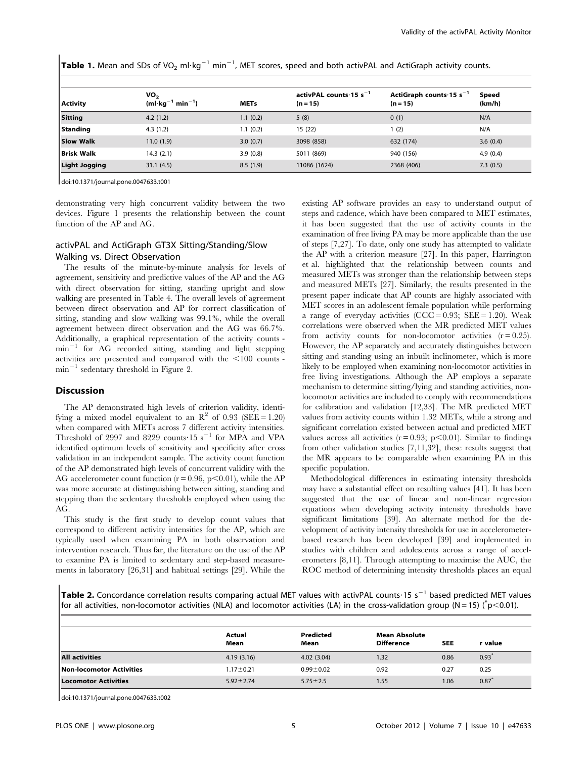**Table 1.** Mean and SDs of $VO_2$ ml·kg$^{-1}$ min$^{-1}$, MET scores, speed and both activPAL and ActiGraph activity counts.

| Activity | $VO_2$ (ml·kg$^{-1}$ min$^{-1}$) | METs | activPAL counts·15 s$^{-1}$ (n = 15) | ActiGraph counts·15 s$^{-1}$ (n = 15) | Speed (km/h) |
|---|---|---|---|---|---|
| **Sitting** | 4.2 (1.2) | 1.1 (0.2) | 5 (8) | 0 (1) | N/A |
| **Standing** | 4.3 (1.2) | 1.1 (0.2) | 15 (22) | 1 (2) | N/A |
| **Slow Walk** | 11.0 (1.9) | 3.0 (0.7) | 3098 (858) | 632 (174) | 3.6 (0.4) |
| **Brisk Walk** | 14.3 (2.1) | 3.9 (0.8) | 5011 (869) | 940 (156) | 4.9 (0.4) |
| **Light Jogging** | 31.1 (4.5) | 8.5 (1.9) | 11086 (1624) | 2368 (406) | 7.3 (0.5) |

doi:10.1371/journal.pone.0047633.t001

demonstrating very high concurrent validity between the two devices. Figure 1 presents the relationship between the count function of the AP and AG.

### activPAL and ActiGraph GT3X Sitting/Standing/Slow Walking vs. Direct Observation

The results of the minute-by-minute analysis for levels of agreement, sensitivity and predictive values of the AP and the AG with direct observation for sitting, standing upright and slow walking are presented in Table 4. The overall levels of agreement between direct observation and AP for correct classification of sitting, standing and slow walking was 99.1%, while the overall agreement between direct observation and the AG was 66.7%. Additionally, a graphical representation of the activity counts - min$^{-1}$ for AG recorded sitting, standing and light stepping activities are presented and compared with the <100 counts - min$^{-1}$ sedentary threshold in Figure 2.

## Discussion

The AP demonstrated high levels of criterion validity, identifying a mixed model equivalent to an $R^2$ of 0.93 (SEE = 1.20) when compared with METs across 7 different activity intensities. Threshold of 2997 and 8229 counts·15 s$^{-1}$ for MPA and VPA identified optimum levels of sensitivity and specificity after cross validation in an independent sample. The activity count function of the AP demonstrated high levels of concurrent validity with the AG accelerometer count function ($r = 0.96$, $p<0.01$), while the AP was more accurate at distinguishing between sitting, standing and stepping than the sedentary thresholds employed when using the AG.

This study is the first study to develop count values that correspond to different activity intensities for the AP, which are typically used when examining PA in both observation and intervention research. Thus far, the literature on the use of the AP to examine PA is limited to sedentary and step-based measurements in laboratory [26,31] and habitual settings [29]. While the existing AP software provides an easy to understand output of steps and cadence, which have been compared to MET estimates, it has been suggested that the use of activity counts in the examination of free living PA may be more applicable than the use of steps [7,27]. To date, only one study has attempted to validate the AP with a criterion measure [27]. In this paper, Harrington et al. highlighted that the relationship between counts and measured METs was stronger than the relationship between steps and measured METs [27]. Similarly, the results presented in the present paper indicate that AP counts are highly associated with MET scores in an adolescent female population while performing a range of everyday activities (CCC = 0.93; SEE = 1.20). Weak correlations were observed when the MR predicted MET values from activity counts for non-locomotor activities ($r = 0.25$). However, the AP separately and accurately distinguishes between sitting and standing using an inbuilt inclinometer, which is more likely to be employed when examining non-locomotor activities in free living investigations. Although the AP employs a separate mechanism to determine sitting/lying and standing activities, non-locomotor activities are included to comply with recommendations for calibration and validation [12,33]. The MR predicted MET values from activity counts within 1.32 METs, while a strong and significant correlation existed between actual and predicted MET values across all activities ($r = 0.93$; $p<0.01$). Similar to findings from other validation studies [7,11,32], these results suggest that the MR appears to be comparable when examining PA in this specific population.

Methodological differences in estimating intensity thresholds may have a substantial effect on resulting values [41]. It has been suggested that the use of linear and non-linear regression equations when developing activity intensity thresholds have significant limitations [39]. An alternate method for the development of activity intensity thresholds for use in accelerometer-based research has been developed [39] and implemented in studies with children and adolescents across a range of accelerometers [8,11]. Through attempting to maximise the AUC, the ROC method of determining intensity thresholds places an equal

**Table 2.** Concordance correlation results comparing actual MET values with activPAL counts·15 s$^{-1}$ based predicted MET values for all activities, non-locomotor activities (NLA) and locomotor activities (LA) in the cross-validation group (N = 15) ($^*p<0.01$).

| | Actual Mean | Predicted Mean | Mean Absolute Difference | SEE | r value |
|---|---|---|---|---|---|
| **All activities** | 4.19 (3.16) | 4.02 (3.04) | 1.32 | 0.86 | 0.93* |
| **Non-locomotor Activities** | 1.17±0.21 | 0.99±0.02 | 0.92 | 0.27 | 0.25 |
| **Locomotor Activities** | 5.92±2.74 | 5.75±2.5 | 1.55 | 1.06 | 0.87* |

doi:10.1371/journal.pone.0047633.t002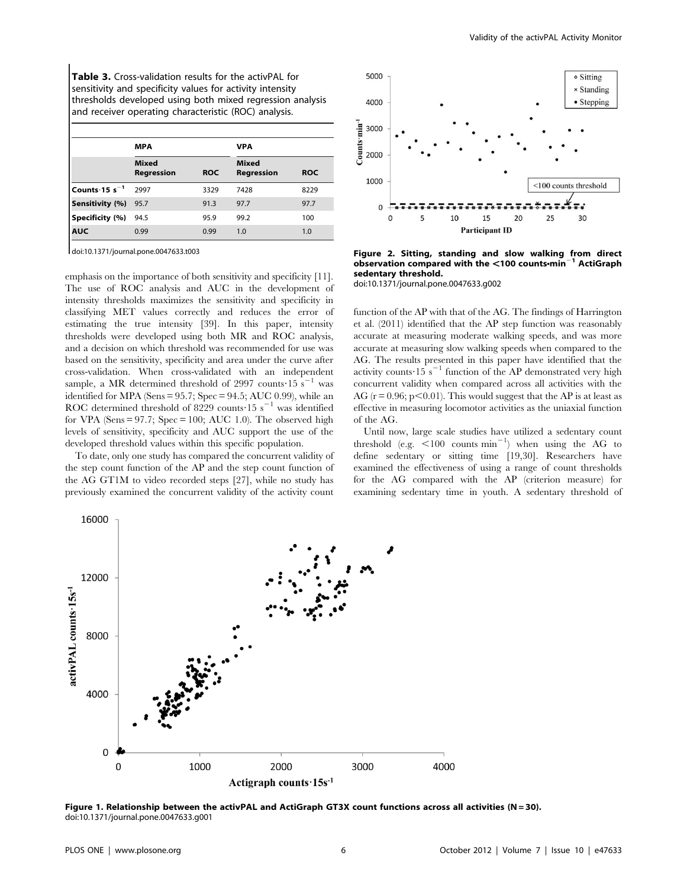**Table 3.** Cross-validation results for the activPAL for sensitivity and specificity values for activity intensity thresholds developed using both mixed regression analysis and receiver operating characteristic (ROC) analysis.

| | MPA | | VPA | |
|---|---|---|---|---|
| | Mixed Regression | ROC | Mixed Regression | ROC |
| Counts·15 $s^{-1}$ | 2997 | 3329 | 7428 | 8229 |
| Sensitivity (%) | 95.7 | 91.3 | 97.7 | 97.7 |
| Specificity (%) | 94.5 | 95.9 | 99.2 | 100 |
| AUC | 0.99 | 0.99 | 1.0 | 1.0 |

doi:10.1371/journal.pone.0047633.t003

emphasis on the importance of both sensitivity and specificity [11]. The use of ROC analysis and AUC in the development of intensity thresholds maximizes the sensitivity and specificity in classifying MET values correctly and reduces the error of estimating the true intensity [39]. In this paper, intensity thresholds were developed using both MR and ROC analysis, and a decision on which threshold was recommended for use was based on the sensitivity, specificity and area under the curve after cross-validation. When cross-validated with an independent sample, a MR determined threshold of 2997 counts·15 $s^{-1}$ was identified for MPA (Sens = 95.7; Spec = 94.5; AUC 0.99), while an ROC determined threshold of 8229 counts·15 $s^{-1}$ was identified for VPA (Sens = 97.7; Spec = 100; AUC 1.0). The observed high levels of sensitivity, specificity and AUC support the use of the developed threshold values within this specific population.

To date, only one study has compared the concurrent validity of the step count function of the AP and the step count function of the AG GT1M to video recorded steps [27], while no study has previously examined the concurrent validity of the activity count

Figure 2. Sitting, standing and slow walking from direct observation compared with the <100 counts·$min^{-1}$ ActiGraph sedentary threshold.
doi:10.1371/journal.pone.0047633.g002

function of the AP with that of the AG. The findings of Harrington et al. (2011) identified that the AP step function was reasonably accurate at measuring moderate walking speeds, and was more accurate at measuring slow walking speeds when compared to the AG. The results presented in this paper have identified that the activity counts·15 $s^{-1}$ function of the AP demonstrated very high concurrent validity when compared across all activities with the AG ($r = 0.96$; $p<0.01$). This would suggest that the AP is at least as effective in measuring locomotor activities as the uniaxial function of the AG.

Until now, large scale studies have utilized a sedentary count threshold (e.g. <100 counts $min^{-1}$) when using the AG to define sedentary or sitting time [19,30]. Researchers have examined the effectiveness of using a range of count thresholds for the AG compared with the AP (criterion measure) for examining sedentary time in youth. A sedentary threshold of

Figure 1. Relationship between the activPAL and ActiGraph GT3X count functions across all activities (N = 30).
doi:10.1371/journal.pone.0047633.g001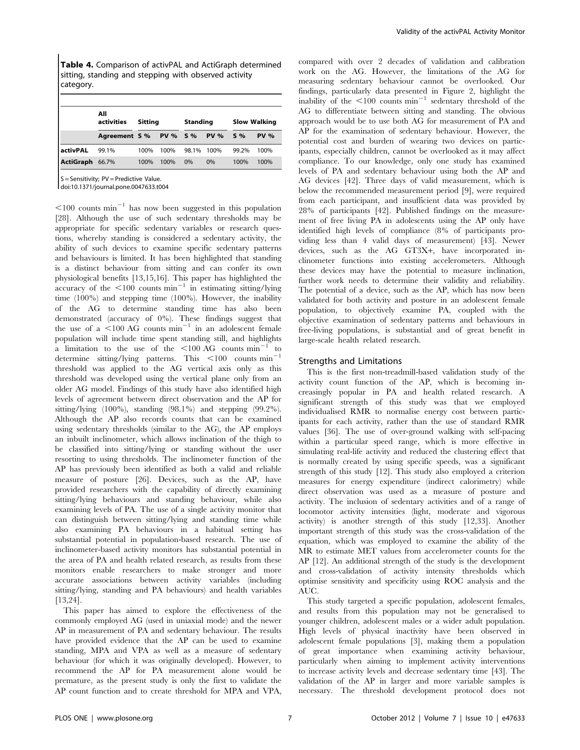**Table 4.** Comparison of activPAL and ActiGraph determined sitting, standing and stepping with observed activity category.

| | All activities | Sitting | | Standing | | Slow Walking | |
|---|---|---|---|---|---|---|---|
| | Agreement | S % | PV % | S % | PV % | S % | PV % |
| activPAL | 99.1% | 100% | 100% | 98.1% | 100% | 99.2% | 100% |
| ActiGraph | 66.7% | 100% | 100% | 0% | 0% | 100% | 100% |

S = Sensitivity; PV = Predictive Value.
doi:10.1371/journal.pone.0047633.t004

$<100$ counts $\text{min}^{-1}$ has now been suggested in this population [28]. Although the use of such sedentary thresholds may be appropriate for specific sedentary variables or research questions, whereby standing is considered a sedentary activity, the ability of such devices to examine specific sedentary patterns and behaviours is limited. It has been highlighted that standing is a distinct behaviour from sitting and can confer its own physiological benefits [13,15,16]. This paper has highlighted the accuracy of the $<100$ counts $\text{min}^{-1}$ in estimating sitting/lying time (100%) and stepping time (100%). However, the inability of the AG to determine standing time has also been demonstrated (accuracy of 0%). These findings suggest that the use of a $<100$ AG counts $\text{min}^{-1}$ in an adolescent female population will include time spent standing still, and highlights a limitation to the use of the $<100$ AG counts $\text{min}^{-1}$ to determine sitting/lying patterns. This $<100$ counts $\text{min}^{-1}$ threshold was applied to the AG vertical axis only as this threshold was developed using the vertical plane only from an older AG model. Findings of this study have also identified high levels of agreement between direct observation and the AP for sitting/lying (100%), standing (98.1%) and stepping (99.2%). Although the AP also records counts that can be examined using sedentary thresholds (similar to the AG), the AP employs an inbuilt inclinometer, which allows inclination of the thigh to be classified into sitting/lying or standing without the user resorting to using thresholds. The inclinometer function of the AP has previously been identified as both a valid and reliable measure of posture [26]. Devices, such as the AP, have provided researchers with the capability of directly examining sitting/lying behaviours and standing behaviour, while also examining levels of PA. The use of a single activity monitor that can distinguish between sitting/lying and standing time while also examining PA behaviours in a habitual setting has substantial potential in population-based research. The use of inclinometer-based activity monitors has substantial potential in the area of PA and health related research, as results from these monitors enable researchers to make stronger and more accurate associations between activity variables (including sitting/lying, standing and PA behaviours) and health variables [13,24].

This paper has aimed to explore the effectiveness of the commonly employed AG (used in uniaxial mode) and the newer AP in measurement of PA and sedentary behaviour. The results have provided evidence that the AP can be used to examine standing, MPA and VPA as well as a measure of sedentary behaviour (for which it was originally developed). However, to recommend the AP for PA measurement alone would be premature, as the present study is only the first to validate the AP count function and to create threshold for MPA and VPA, compared with over 2 decades of validation and calibration work on the AG. However, the limitations of the AG for measuring sedentary behaviour cannot be overlooked. Our findings, particularly data presented in Figure 2, highlight the inability of the $<100$ counts $\text{min}^{-1}$ sedentary threshold of the AG to differentiate between sitting and standing. The obvious approach would be to use both AG for measurement of PA and AP for the examination of sedentary behaviour. However, the potential cost and burden of wearing two devices on participants, especially children, cannot be overlooked as it may affect compliance. To our knowledge, only one study has examined levels of PA and sedentary behaviour using both the AP and AG devices [42]. Three days of valid measurement, which is below the recommended measurement period [9], were required from each participant, and insufficient data was provided by 28% of participants [42]. Published findings on the measurement of free living PA in adolescents using the AP only have identified high levels of compliance (8% of participants providing less than 4 valid days of measurement) [43]. Newer devices, such as the AG GT3X+, have incorporated inclinometer functions into existing accelerometers. Although these devices may have the potential to measure inclination, further work needs to determine their validity and reliability. The potential of a device, such as the AP, which has now been validated for both activity and posture in an adolescent female population, to objectively examine PA, coupled with the objective examination of sedentary patterns and behaviours in free-living populations, is substantial and of great benefit in large-scale health related research.

## Strengths and Limitations

This is the first non-treadmill-based validation study of the activity count function of the AP, which is becoming increasingly popular in PA and health related research. A significant strength of this study was that we employed individualised RMR to normalise energy cost between participants for each activity, rather than the use of standard RMR values [36]. The use of over-ground walking with self-pacing within a particular speed range, which is more effective in simulating real-life activity and reduced the clustering effect that is normally created by using specific speeds, was a significant strength of this study [12]. This study also employed a criterion measures for energy expenditure (indirect calorimetry) while direct observation was used as a measure of posture and activity. The inclusion of sedentary activities and of a range of locomotor activity intensities (light, moderate and vigorous activity) is another strength of this study [12,33]. Another important strength of this study was the cross-validation of the equation, which was employed to examine the ability of the MR to estimate MET values from accelerometer counts for the AP [12]. An additional strength of the study is the development and cross-validation of activity intensity thresholds which optimise sensitivity and specificity using ROC analysis and the AUC.

This study targeted a specific population, adolescent females, and results from this population may not be generalised to younger children, adolescent males or a wider adult population. High levels of physical inactivity have been observed in adolescent female populations [3], making them a population of great importance when examining activity behaviour, particularly when aiming to implement activity interventions to increase activity levels and decrease sedentary time [43]. The validation of the AP in larger and more variable samples is necessary. The threshold development protocol does not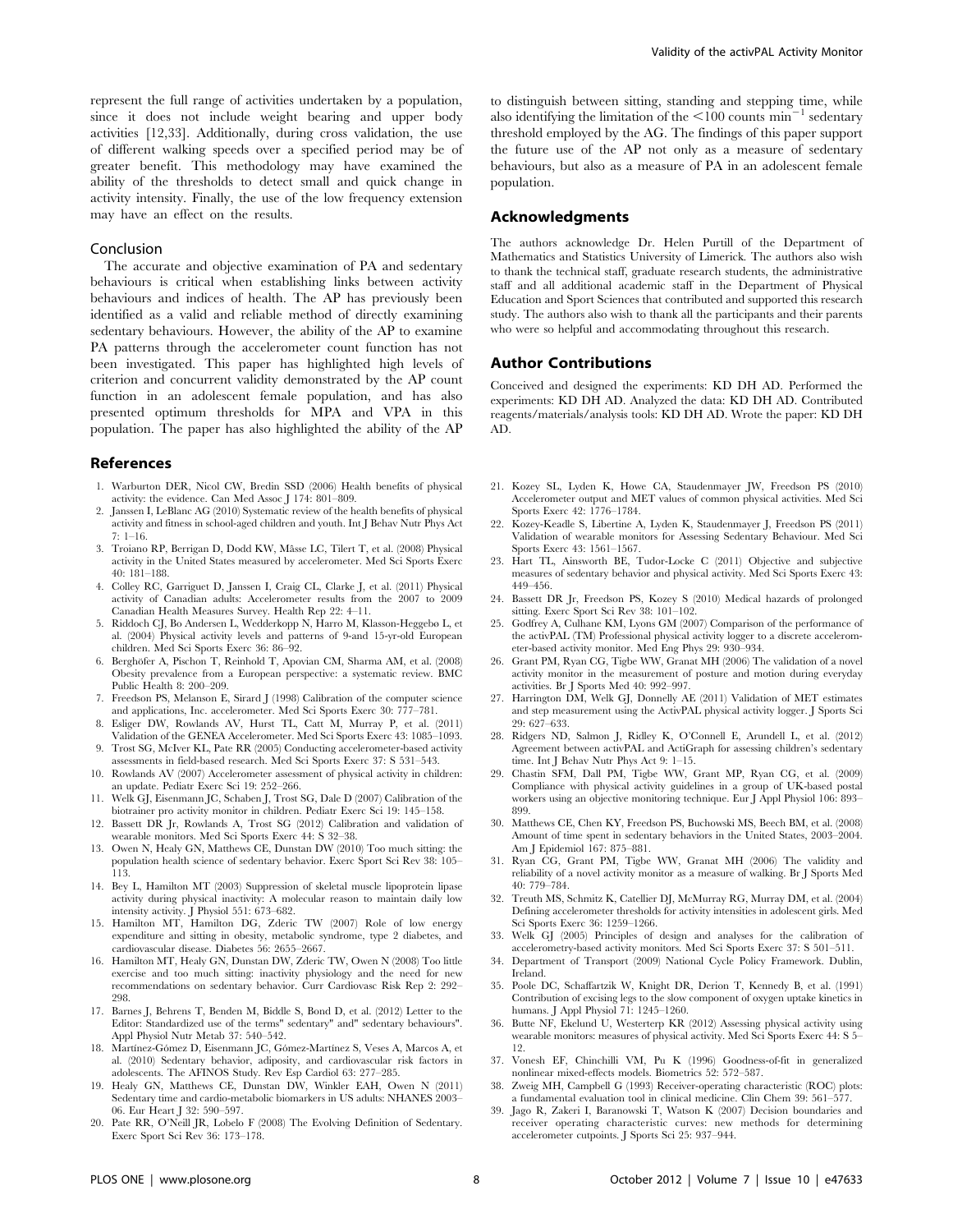represent the full range of activities undertaken by a population, since it does not include weight bearing and upper body activities [12,33]. Additionally, during cross validation, the use of different walking speeds over a specified period may be of greater benefit. This methodology may have examined the ability of the thresholds to detect small and quick change in activity intensity. Finally, the use of the low frequency extension may have an effect on the results.

### Conclusion

The accurate and objective examination of PA and sedentary behaviours is critical when establishing links between activity behaviours and indices of health. The AP has previously been identified as a valid and reliable method of directly examining sedentary behaviours. However, the ability of the AP to examine PA patterns through the accelerometer count function has not been investigated. This paper has highlighted high levels of criterion and concurrent validity demonstrated by the AP count function in an adolescent female population, and has also presented optimum thresholds for MPA and VPA in this population. The paper has also highlighted the ability of the AP to distinguish between sitting, standing and stepping time, while also identifying the limitation of the <100 counts $min^{-1}$ sedentary threshold employed by the AG. The findings of this paper support the future use of the AP not only as a measure of sedentary behaviours, but also as a measure of PA in an adolescent female population.

## Acknowledgments

The authors acknowledge Dr. Helen Purtill of the Department of Mathematics and Statistics University of Limerick. The authors also wish to thank the technical staff, graduate research students, the administrative staff and all additional academic staff in the Department of Physical Education and Sport Sciences that contributed and supported this research study. The authors also wish to thank all the participants and their parents who were so helpful and accommodating throughout this research.

## Author Contributions

Conceived and designed the experiments: KD DH AD. Performed the experiments: KD DH AD. Analyzed the data: KD DH AD. Contributed reagents/materials/analysis tools: KD DH AD. Wrote the paper: KD DH AD.

## References

1. Warburton DER, Nicol CW, Bredin SSD (2006) Health benefits of physical activity: the evidence. Can Med Assoc J 174: 801–809.
2. Janssen I, LeBlanc AG (2010) Systematic review of the health benefits of physical activity and fitness in school-aged children and youth. Int J Behav Nutr Phys Act 7: 1–16.
3. Troiano RP, Berrigan D, Dodd KW, Mâsse LC, Tilert T, et al. (2008) Physical activity in the United States measured by accelerometer. Med Sci Sports Exerc 40: 181–188.
4. Colley RC, Garriguet D, Janssen I, Craig CL, Clarke J, et al. (2011) Physical activity of Canadian adults: Accelerometer results from the 2007 to 2009 Canadian Health Measures Survey. Health Rep 22: 4–11.
5. Riddoch CJ, Bo Andersen L, Wedderkopp N, Harro M, Klasson-Heggebø L, et al. (2004) Physical activity levels and patterns of 9-and 15-yr-old European children. Med Sci Sports Exerc 36: 86–92.
6. Berghöfer A, Pischon T, Reinhold T, Apovian CM, Sharma AM, et al. (2008) Obesity prevalence from a European perspective: a systematic review. BMC Public Health 8: 200–209.
7. Freedson PS, Melanson E, Sirard J (1998) Calibration of the computer science and applications, Inc. accelerometer. Med Sci Sports Exerc 30: 777–781.
8. Esliger DW, Rowlands AV, Hurst TL, Catt M, Murray P, et al. (2011) Validation of the GENEA Accelerometer. Med Sci Sports Exerc 43: 1085–1093.
9. Trost SG, McIver KL, Pate RR (2005) Conducting accelerometer-based activity assessments in field-based research. Med Sci Sports Exerc 37: S 531–543.
10. Rowlands AV (2007) Accelerometer assessment of physical activity in children: an update. Pediatr Exerc Sci 19: 252–266.
11. Welk GJ, Eisenmann JC, Schaben J, Trost SG, Dale D (2007) Calibration of the biotrainer pro activity monitor in children. Pediatr Exerc Sci 19: 145–158.
12. Bassett DR Jr, Rowlands A, Trost SG (2012) Calibration and validation of wearable monitors. Med Sci Sports Exerc 44: S 32–38.
13. Owen N, Healy GN, Matthews CE, Dunstan DW (2010) Too much sitting: the population health science of sedentary behavior. Exerc Sport Sci Rev 38: 105–113.
14. Bey L, Hamilton MT (2003) Suppression of skeletal muscle lipoprotein lipase activity during physical inactivity: A molecular reason to maintain daily low intensity activity. J Physiol 551: 673–682.
15. Hamilton MT, Hamilton DG, Zderic TW (2007) Role of low energy expenditure and sitting in obesity, metabolic syndrome, type 2 diabetes, and cardiovascular disease. Diabetes 56: 2655–2667.
16. Hamilton MT, Healy GN, Dunstan DW, Zderic TW, Owen N (2008) Too little exercise and too much sitting: inactivity physiology and the need for new recommendations on sedentary behavior. Curr Cardiovasc Risk Rep 2: 292–298.
17. Barnes J, Behrens T, Benden M, Biddle S, Bond D, et al. (2012) Letter to the Editor: Standardized use of the terms" sedentary" and" sedentary behaviours". Appl Physiol Nutr Metab 37: 540–542.
18. Martínez-Gómez D, Eisenmann JC, Gómez-Martínez S, Veses A, Marcos A, et al. (2010) Sedentary behavior, adiposity, and cardiovascular risk factors in adolescents. The AFINOS Study. Rev Esp Cardiol 63: 277–285.
19. Healy GN, Matthews CE, Dunstan DW, Winkler EAH, Owen N (2011) Sedentary time and cardio-metabolic biomarkers in US adults: NHANES 2003–06. Eur Heart J 32: 590–597.
20. Pate RR, O'Neill JR, Lobelo F (2008) The Evolving Definition of Sedentary. Exerc Sport Sci Rev 36: 173–178.
21. Kozey SL, Lyden K, Howe CA, Staudenmayer JW, Freedson PS (2010) Accelerometer output and MET values of common physical activities. Med Sci Sports Exerc 42: 1776–1784.
22. Kozey-Keadle S, Libertine A, Lyden K, Staudenmayer J, Freedson PS (2011) Validation of wearable monitors for Assessing Sedentary Behaviour. Med Sci Sports Exerc 43: 1561–1567.
23. Hart TL, Ainsworth BE, Tudor-Locke C (2011) Objective and subjective measures of sedentary behavior and physical activity. Med Sci Sports Exerc 43: 449–456.
24. Bassett DR Jr, Freedson PS, Kozey S (2010) Medical hazards of prolonged sitting. Exerc Sport Sci Rev 38: 101–102.
25. Godfrey A, Culhane KM, Lyons GM (2007) Comparison of the performance of the activPAL (TM) Professional physical activity logger to a discrete accelerometer-based activity monitor. Med Eng Phys 29: 930–934.
26. Grant PM, Ryan CG, Tigbe WW, Granat MH (2006) The validation of a novel activity monitor in the measurement of posture and motion during everyday activities. Br J Sports Med 40: 992–997.
27. Harrington DM, Welk GJ, Donnelly AE (2011) Validation of MET estimates and step measurement using the ActivPAL physical activity logger. J Sports Sci 29: 627–633.
28. Ridgers ND, Salmon J, Ridley K, O'Connell E, Arundell L, et al. (2012) Agreement between activPAL and ActiGraph for assessing children's sedentary time. Int J Behav Nutr Phys Act 9: 1–15.
29. Chastin SFM, Dall PM, Tigbe WW, Grant MP, Ryan CG, et al. (2009) Compliance with physical activity guidelines in a group of UK-based postal workers using an objective monitoring technique. Eur J Appl Physiol 106: 893–899.
30. Matthews CE, Chen KY, Freedson PS, Buchowski MS, Beech BM, et al. (2008) Amount of time spent in sedentary behaviors in the United States, 2003–2004. Am J Epidemiol 167: 875–881.
31. Ryan CG, Grant PM, Tigbe WW, Granat MH (2006) The validity and reliability of a novel activity monitor as a measure of walking. Br J Sports Med 40: 779–784.
32. Treuth MS, Schmitz K, Catellier DJ, McMurray RG, Murray DM, et al. (2004) Defining accelerometer thresholds for activity intensities in adolescent girls. Med Sci Sports Exerc 36: 1259–1266.
33. Welk GJ (2005) Principles of design and analyses for the calibration of accelerometry-based activity monitors. Med Sci Sports Exerc 37: S 501–511.
34. Department of Transport (2009) National Cycle Policy Framework. Dublin, Ireland.
35. Poole DC, Schaffartzik W, Knight DR, Derion T, Kennedy B, et al. (1991) Contribution of excising legs to the slow component of oxygen uptake kinetics in humans. J Appl Physiol 71: 1245–1260.
36. Butte NF, Ekelund U, Westerterp KR (2012) Assessing physical activity using wearable monitors: measures of physical activity. Med Sci Sports Exerc 44: S 5–12.
37. Vonesh EF, Chinchilli VM, Pu K (1996) Goodness-of-fit in generalized nonlinear mixed-effects models. Biometrics 52: 572–587.
38. Zweig MH, Campbell G (1993) Receiver-operating characteristic (ROC) plots: a fundamental evaluation tool in clinical medicine. Clin Chem 39: 561–577.
39. Jago R, Zakeri I, Baranowski T, Watson K (2007) Decision boundaries and receiver operating characteristic curves: new methods for determining accelerometer cutpoints. J Sports Sci 25: 937–944.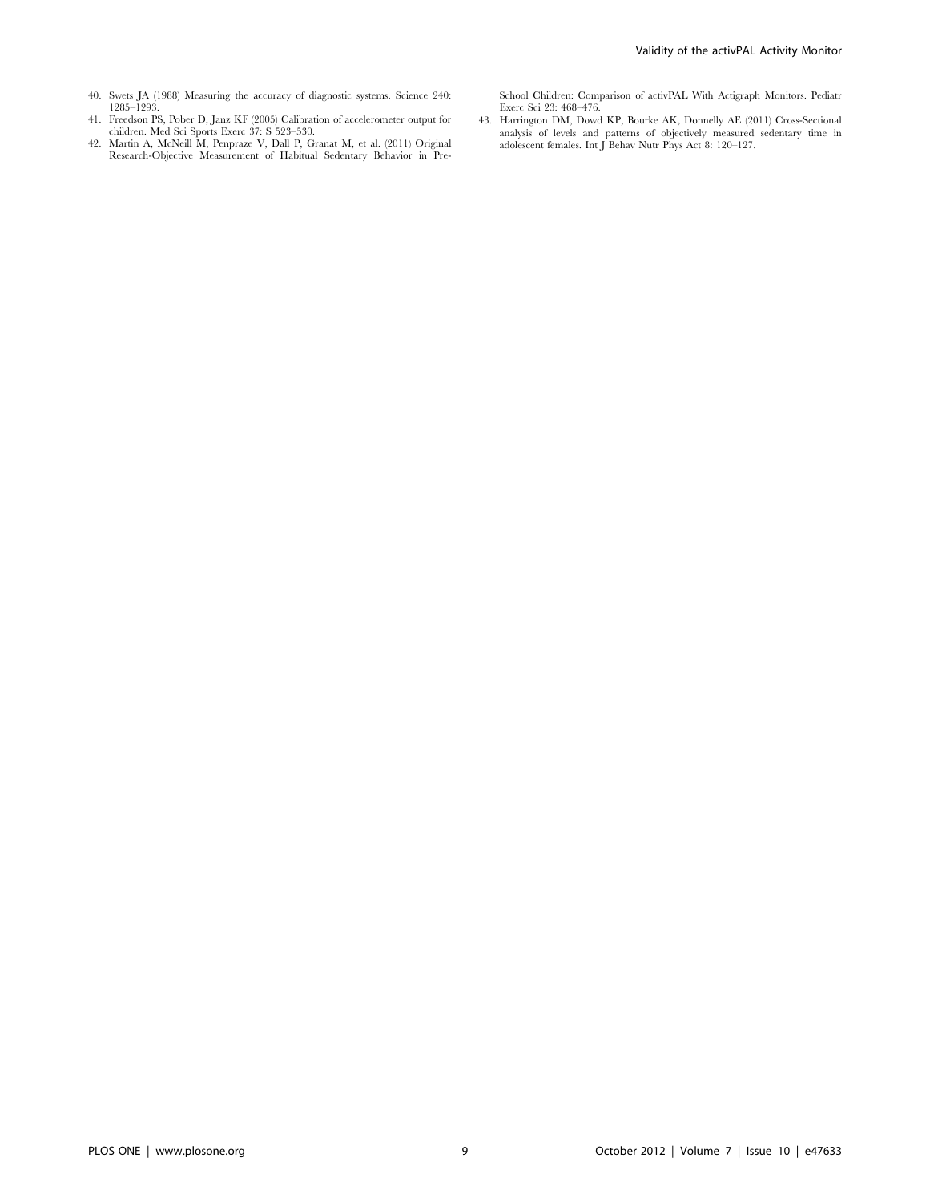40. Swets JA (1988) Measuring the accuracy of diagnostic systems. Science 240: 1285–1293.
41. Freedson PS, Pober D, Janz KF (2005) Calibration of accelerometer output for children. Med Sci Sports Exerc 37: S 523–530.
42. Martin A, McNeill M, Penpraze V, Dall P, Granat M, et al. (2011) Original Research-Objective Measurement of Habitual Sedentary Behavior in Pre-School Children: Comparison of activPAL With Actigraph Monitors. Pediatr Exerc Sci 23: 468–476.
43. Harrington DM, Dowd KP, Bourke AK, Donnelly AE (2011) Cross-Sectional analysis of levels and patterns of objectively measured sedentary time in adolescent females. Int J Behav Nutr Phys Act 8: 120–127.